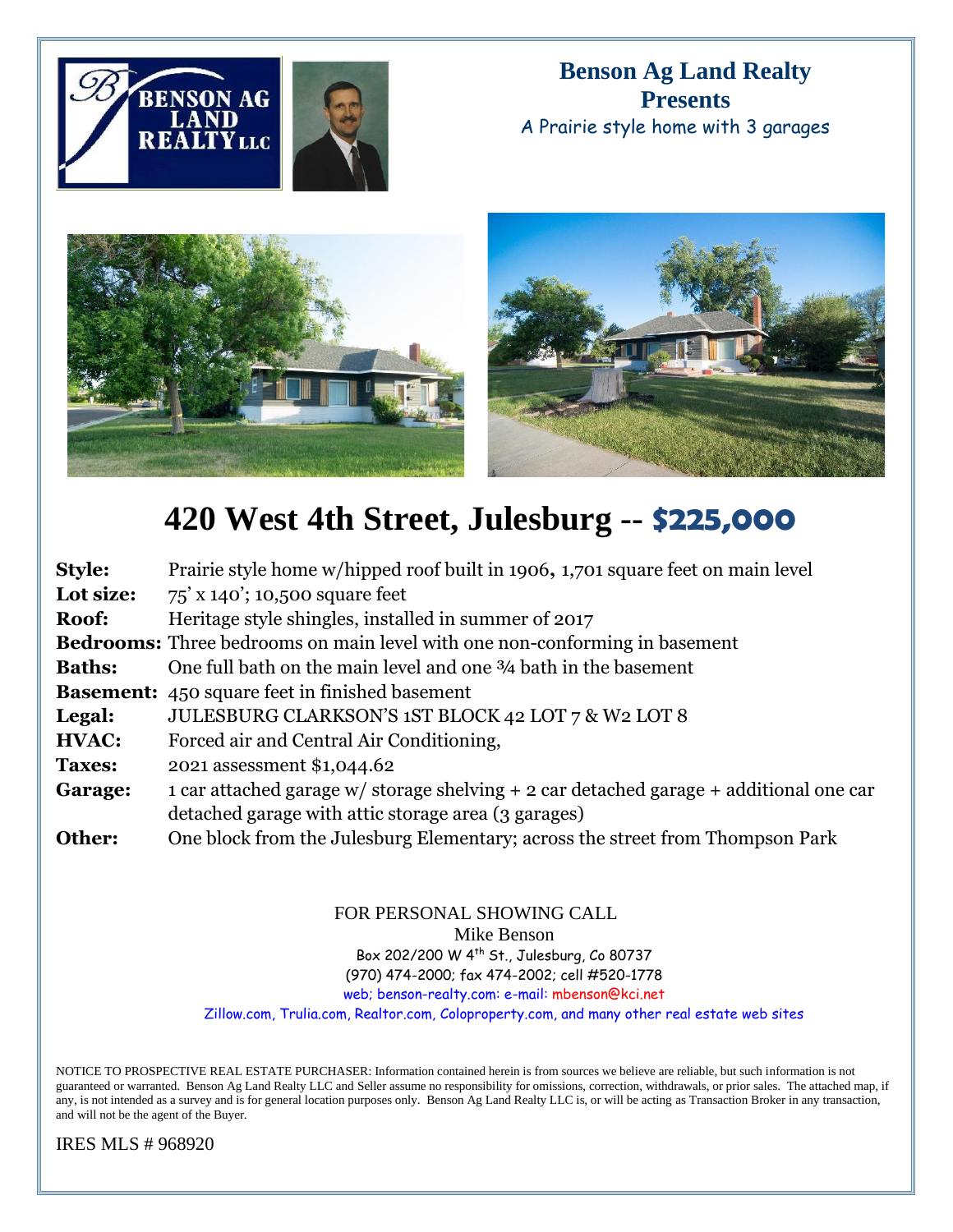# Benson Ag Land Realty
# Presents

A Prairie style home with 3 garages

# 420 West 4th Street, Julesburg -- $225,000

**Style:** Prairie style home w/hipped roof built in 1906, 1,701 square feet on main level

**Lot size:** 75' x 140'; 10,500 square feet

**Roof:** Heritage style shingles, installed in summer of 2017

**Bedrooms:** Three bedrooms on main level with one non-conforming in basement

**Baths:** One full bath on the main level and one ¾ bath in the basement

**Basement:** 450 square feet in finished basement

**Legal:** JULESBURG CLARKSON'S 1ST BLOCK 42 LOT 7 & W2 LOT 8

**HVAC:** Forced air and Central Air Conditioning,

**Taxes:** 2021 assessment $1,044.62

**Garage:** 1 car attached garage w/ storage shelving + 2 car detached garage + additional one car detached garage with attic storage area (3 garages)

**Other:** One block from the Julesburg Elementary; across the street from Thompson Park

FOR PERSONAL SHOWING CALL
Mike Benson
Box 202/200 W 4th St., Julesburg, Co 80737
(970) 474-2000; fax 474-2002; cell #520-1778
web; benson-realty.com: e-mail: mbenson@kci.net
Zillow.com, Trulia.com, Realtor.com, Coloproperty.com, and many other real estate web sites

NOTICE TO PROSPECTIVE REAL ESTATE PURCHASER: Information contained herein is from sources we believe are reliable, but such information is not guaranteed or warranted. Benson Ag Land Realty LLC and Seller assume no responsibility for omissions, correction, withdrawals, or prior sales. The attached map, if any, is not intended as a survey and is for general location purposes only. Benson Ag Land Realty LLC is, or will be acting as Transaction Broker in any transaction, and will not be the agent of the Buyer.

IRES MLS # 968920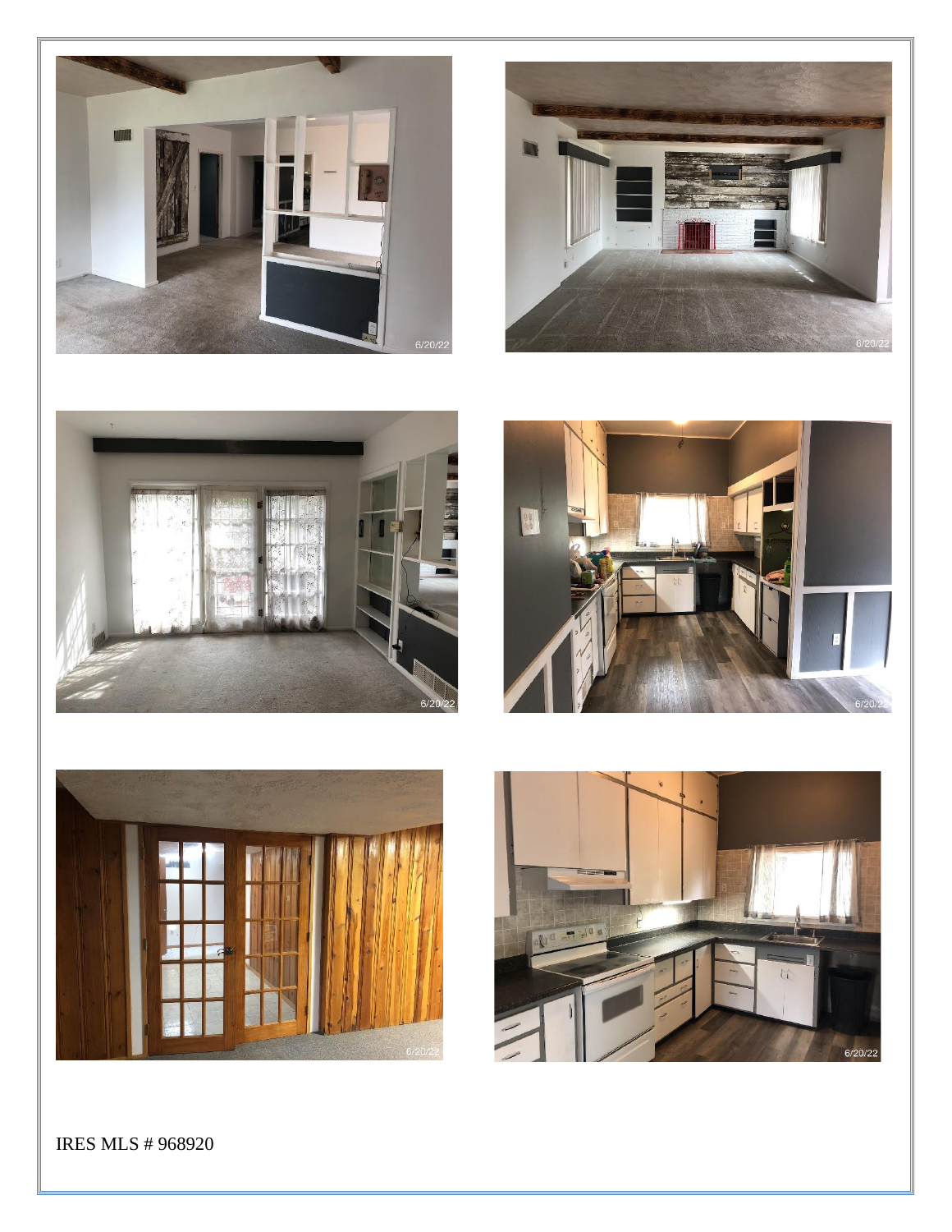IRES MLS # 968920